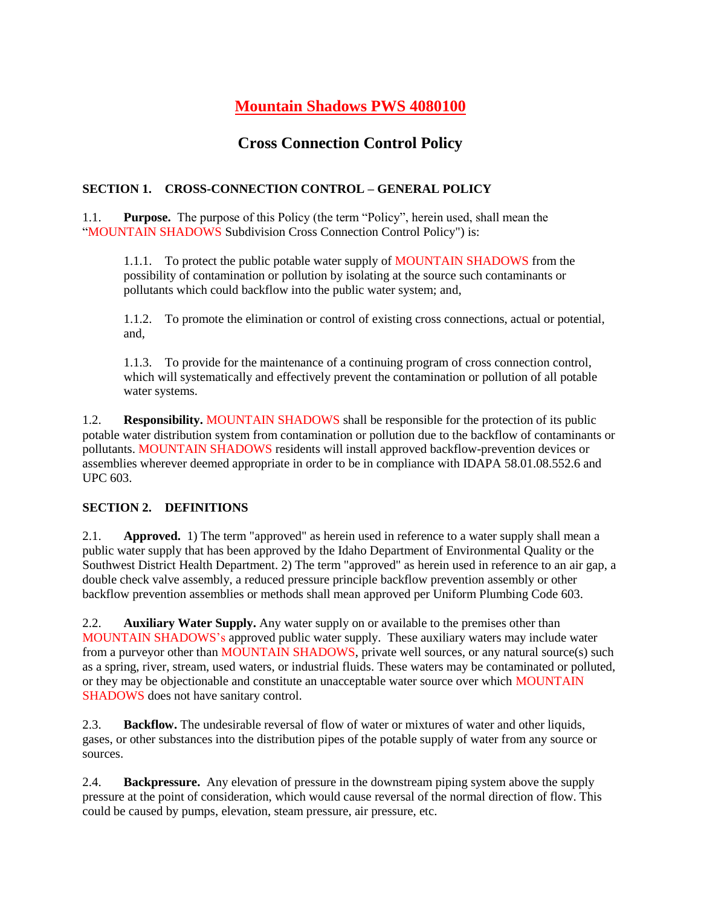# Mountain Shadows PWS 4080100

## Cross Connection Control Policy

### SECTION 1. CROSS-CONNECTION CONTROL – GENERAL POLICY

1.1. **Purpose.** The purpose of this Policy (the term "Policy", herein used, shall mean the "MOUNTAIN SHADOWS Subdivision Cross Connection Control Policy") is:

> 1.1.1. To protect the public potable water supply of MOUNTAIN SHADOWS from the possibility of contamination or pollution by isolating at the source such contaminants or pollutants which could backflow into the public water system; and,
>
> 1.1.2. To promote the elimination or control of existing cross connections, actual or potential, and,
>
> 1.1.3. To provide for the maintenance of a continuing program of cross connection control, which will systematically and effectively prevent the contamination or pollution of all potable water systems.

1.2. **Responsibility.** MOUNTAIN SHADOWS shall be responsible for the protection of its public potable water distribution system from contamination or pollution due to the backflow of contaminants or pollutants. MOUNTAIN SHADOWS residents will install approved backflow-prevention devices or assemblies wherever deemed appropriate in order to be in compliance with IDAPA 58.01.08.552.6 and UPC 603.

### SECTION 2. DEFINITIONS

2.1. **Approved.** 1) The term "approved" as herein used in reference to a water supply shall mean a public water supply that has been approved by the Idaho Department of Environmental Quality or the Southwest District Health Department. 2) The term "approved" as herein used in reference to an air gap, a double check valve assembly, a reduced pressure principle backflow prevention assembly or other backflow prevention assemblies or methods shall mean approved per Uniform Plumbing Code 603.

2.2. **Auxiliary Water Supply.** Any water supply on or available to the premises other than MOUNTAIN SHADOWS's approved public water supply. These auxiliary waters may include water from a purveyor other than MOUNTAIN SHADOWS, private well sources, or any natural source(s) such as a spring, river, stream, used waters, or industrial fluids. These waters may be contaminated or polluted, or they may be objectionable and constitute an unacceptable water source over which MOUNTAIN SHADOWS does not have sanitary control.

2.3. **Backflow.** The undesirable reversal of flow of water or mixtures of water and other liquids, gases, or other substances into the distribution pipes of the potable supply of water from any source or sources.

2.4. **Backpressure.** Any elevation of pressure in the downstream piping system above the supply pressure at the point of consideration, which would cause reversal of the normal direction of flow. This could be caused by pumps, elevation, steam pressure, air pressure, etc.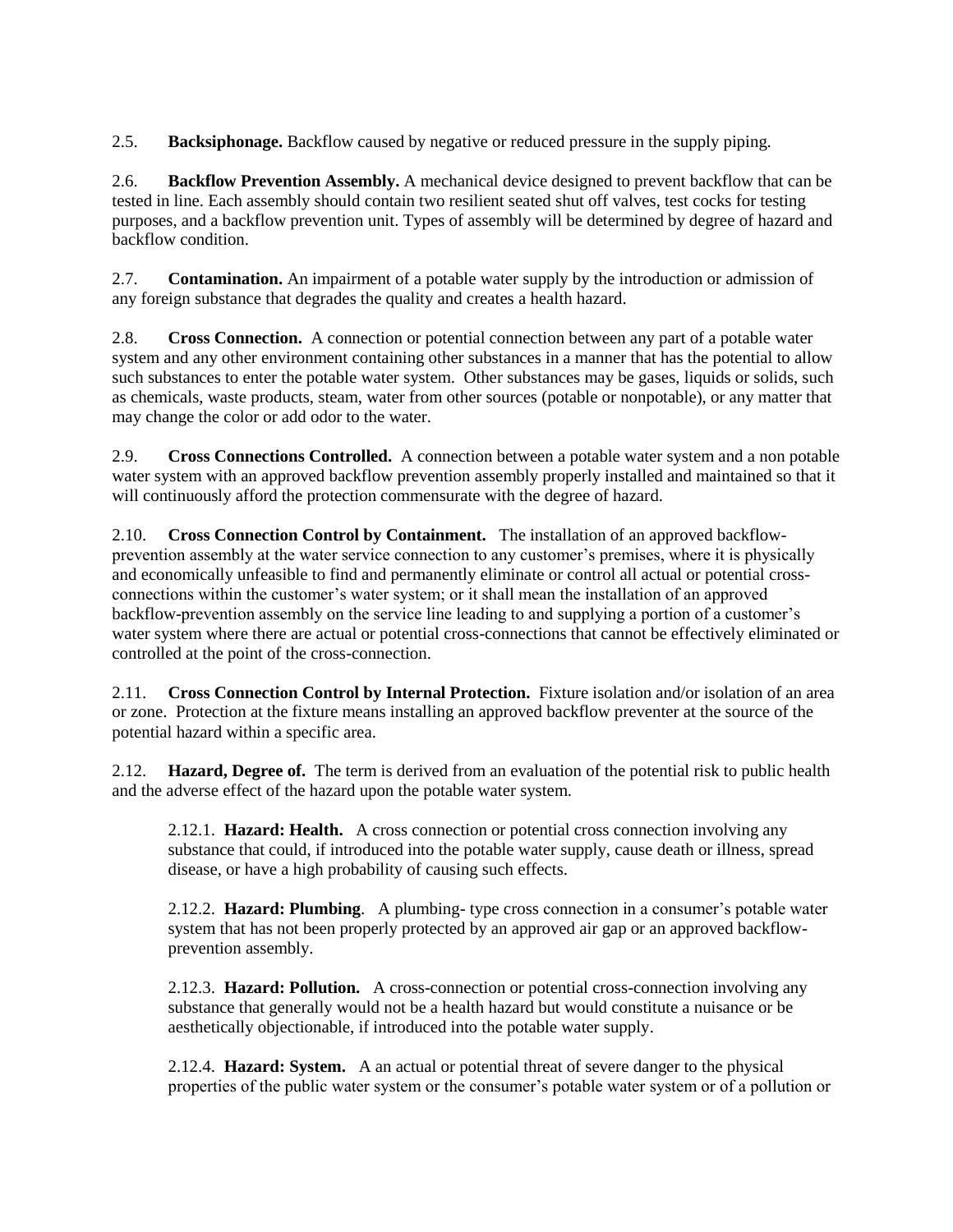2.5. **Backsiphonage.** Backflow caused by negative or reduced pressure in the supply piping.

2.6. **Backflow Prevention Assembly.** A mechanical device designed to prevent backflow that can be tested in line. Each assembly should contain two resilient seated shut off valves, test cocks for testing purposes, and a backflow prevention unit. Types of assembly will be determined by degree of hazard and backflow condition.

2.7. **Contamination.** An impairment of a potable water supply by the introduction or admission of any foreign substance that degrades the quality and creates a health hazard.

2.8. **Cross Connection.** A connection or potential connection between any part of a potable water system and any other environment containing other substances in a manner that has the potential to allow such substances to enter the potable water system. Other substances may be gases, liquids or solids, such as chemicals, waste products, steam, water from other sources (potable or nonpotable), or any matter that may change the color or add odor to the water.

2.9. **Cross Connections Controlled.** A connection between a potable water system and a non potable water system with an approved backflow prevention assembly properly installed and maintained so that it will continuously afford the protection commensurate with the degree of hazard.

2.10. **Cross Connection Control by Containment.** The installation of an approved backflow-prevention assembly at the water service connection to any customer's premises, where it is physically and economically unfeasible to find and permanently eliminate or control all actual or potential cross-connections within the customer's water system; or it shall mean the installation of an approved backflow-prevention assembly on the service line leading to and supplying a portion of a customer's water system where there are actual or potential cross-connections that cannot be effectively eliminated or controlled at the point of the cross-connection.

2.11. **Cross Connection Control by Internal Protection.** Fixture isolation and/or isolation of an area or zone. Protection at the fixture means installing an approved backflow preventer at the source of the potential hazard within a specific area.

2.12. **Hazard, Degree of.** The term is derived from an evaluation of the potential risk to public health and the adverse effect of the hazard upon the potable water system.

2.12.1. **Hazard: Health.** A cross connection or potential cross connection involving any substance that could, if introduced into the potable water supply, cause death or illness, spread disease, or have a high probability of causing such effects.

2.12.2. **Hazard: Plumbing**. A plumbing- type cross connection in a consumer's potable water system that has not been properly protected by an approved air gap or an approved backflow-prevention assembly.

2.12.3. **Hazard: Pollution.** A cross-connection or potential cross-connection involving any substance that generally would not be a health hazard but would constitute a nuisance or be aesthetically objectionable, if introduced into the potable water supply.

2.12.4. **Hazard: System.** A an actual or potential threat of severe danger to the physical properties of the public water system or the consumer's potable water system or of a pollution or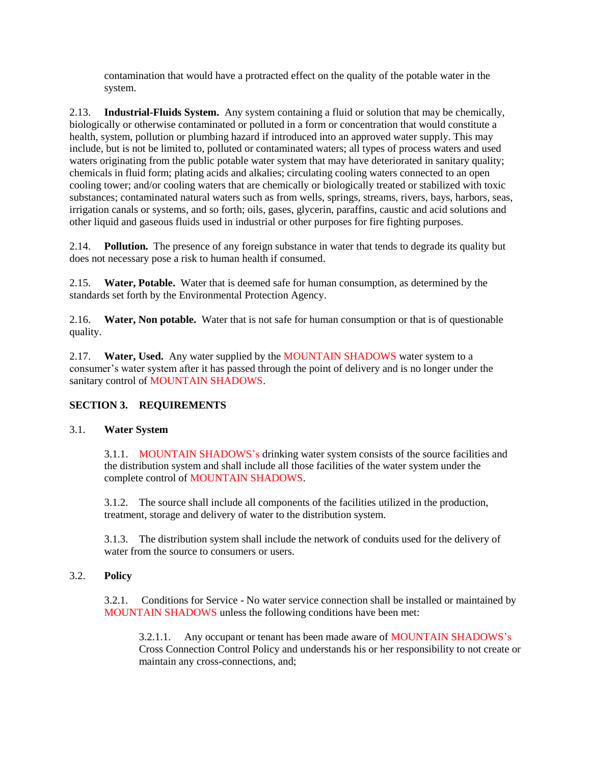contamination that would have a protracted effect on the quality of the potable water in the system.

2.13. **Industrial-Fluids System.** Any system containing a fluid or solution that may be chemically, biologically or otherwise contaminated or polluted in a form or concentration that would constitute a health, system, pollution or plumbing hazard if introduced into an approved water supply. This may include, but is not be limited to, polluted or contaminated waters; all types of process waters and used waters originating from the public potable water system that may have deteriorated in sanitary quality; chemicals in fluid form; plating acids and alkalies; circulating cooling waters connected to an open cooling tower; and/or cooling waters that are chemically or biologically treated or stabilized with toxic substances; contaminated natural waters such as from wells, springs, streams, rivers, bays, harbors, seas, irrigation canals or systems, and so forth; oils, gases, glycerin, paraffins, caustic and acid solutions and other liquid and gaseous fluids used in industrial or other purposes for fire fighting purposes.

2.14. **Pollution.** The presence of any foreign substance in water that tends to degrade its quality but does not necessary pose a risk to human health if consumed.

2.15. **Water, Potable.** Water that is deemed safe for human consumption, as determined by the standards set forth by the Environmental Protection Agency.

2.16. **Water, Non potable.** Water that is not safe for human consumption or that is of questionable quality.

2.17. **Water, Used.** Any water supplied by the MOUNTAIN SHADOWS water system to a consumer's water system after it has passed through the point of delivery and is no longer under the sanitary control of MOUNTAIN SHADOWS.

## SECTION 3. REQUIREMENTS

### 3.1. Water System

3.1.1. MOUNTAIN SHADOWS's drinking water system consists of the source facilities and the distribution system and shall include all those facilities of the water system under the complete control of MOUNTAIN SHADOWS.

3.1.2. The source shall include all components of the facilities utilized in the production, treatment, storage and delivery of water to the distribution system.

3.1.3. The distribution system shall include the network of conduits used for the delivery of water from the source to consumers or users.

### 3.2. Policy

3.2.1. Conditions for Service - No water service connection shall be installed or maintained by MOUNTAIN SHADOWS unless the following conditions have been met:

3.2.1.1. Any occupant or tenant has been made aware of MOUNTAIN SHADOWS's Cross Connection Control Policy and understands his or her responsibility to not create or maintain any cross-connections, and;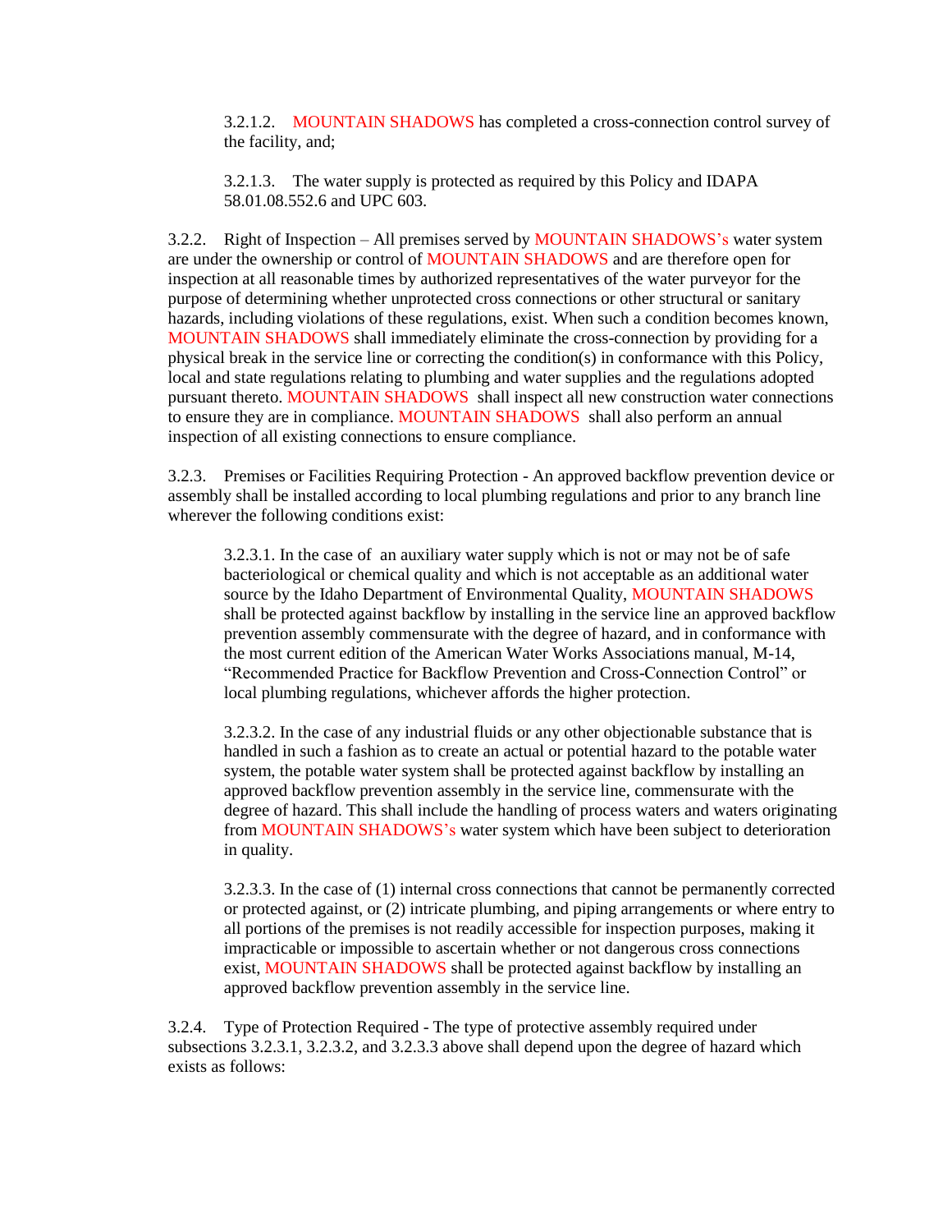3.2.1.2. MOUNTAIN SHADOWS has completed a cross-connection control survey of the facility, and;

3.2.1.3. The water supply is protected as required by this Policy and IDAPA 58.01.08.552.6 and UPC 603.

3.2.2. Right of Inspection – All premises served by MOUNTAIN SHADOWS's water system are under the ownership or control of MOUNTAIN SHADOWS and are therefore open for inspection at all reasonable times by authorized representatives of the water purveyor for the purpose of determining whether unprotected cross connections or other structural or sanitary hazards, including violations of these regulations, exist. When such a condition becomes known, MOUNTAIN SHADOWS shall immediately eliminate the cross-connection by providing for a physical break in the service line or correcting the condition(s) in conformance with this Policy, local and state regulations relating to plumbing and water supplies and the regulations adopted pursuant thereto. MOUNTAIN SHADOWS shall inspect all new construction water connections to ensure they are in compliance. MOUNTAIN SHADOWS shall also perform an annual inspection of all existing connections to ensure compliance.

3.2.3. Premises or Facilities Requiring Protection - An approved backflow prevention device or assembly shall be installed according to local plumbing regulations and prior to any branch line wherever the following conditions exist:

3.2.3.1. In the case of an auxiliary water supply which is not or may not be of safe bacteriological or chemical quality and which is not acceptable as an additional water source by the Idaho Department of Environmental Quality, MOUNTAIN SHADOWS shall be protected against backflow by installing in the service line an approved backflow prevention assembly commensurate with the degree of hazard, and in conformance with the most current edition of the American Water Works Associations manual, M-14, "Recommended Practice for Backflow Prevention and Cross-Connection Control" or local plumbing regulations, whichever affords the higher protection.

3.2.3.2. In the case of any industrial fluids or any other objectionable substance that is handled in such a fashion as to create an actual or potential hazard to the potable water system, the potable water system shall be protected against backflow by installing an approved backflow prevention assembly in the service line, commensurate with the degree of hazard. This shall include the handling of process waters and waters originating from MOUNTAIN SHADOWS's water system which have been subject to deterioration in quality.

3.2.3.3. In the case of (1) internal cross connections that cannot be permanently corrected or protected against, or (2) intricate plumbing, and piping arrangements or where entry to all portions of the premises is not readily accessible for inspection purposes, making it impracticable or impossible to ascertain whether or not dangerous cross connections exist, MOUNTAIN SHADOWS shall be protected against backflow by installing an approved backflow prevention assembly in the service line.

3.2.4. Type of Protection Required - The type of protective assembly required under subsections 3.2.3.1, 3.2.3.2, and 3.2.3.3 above shall depend upon the degree of hazard which exists as follows: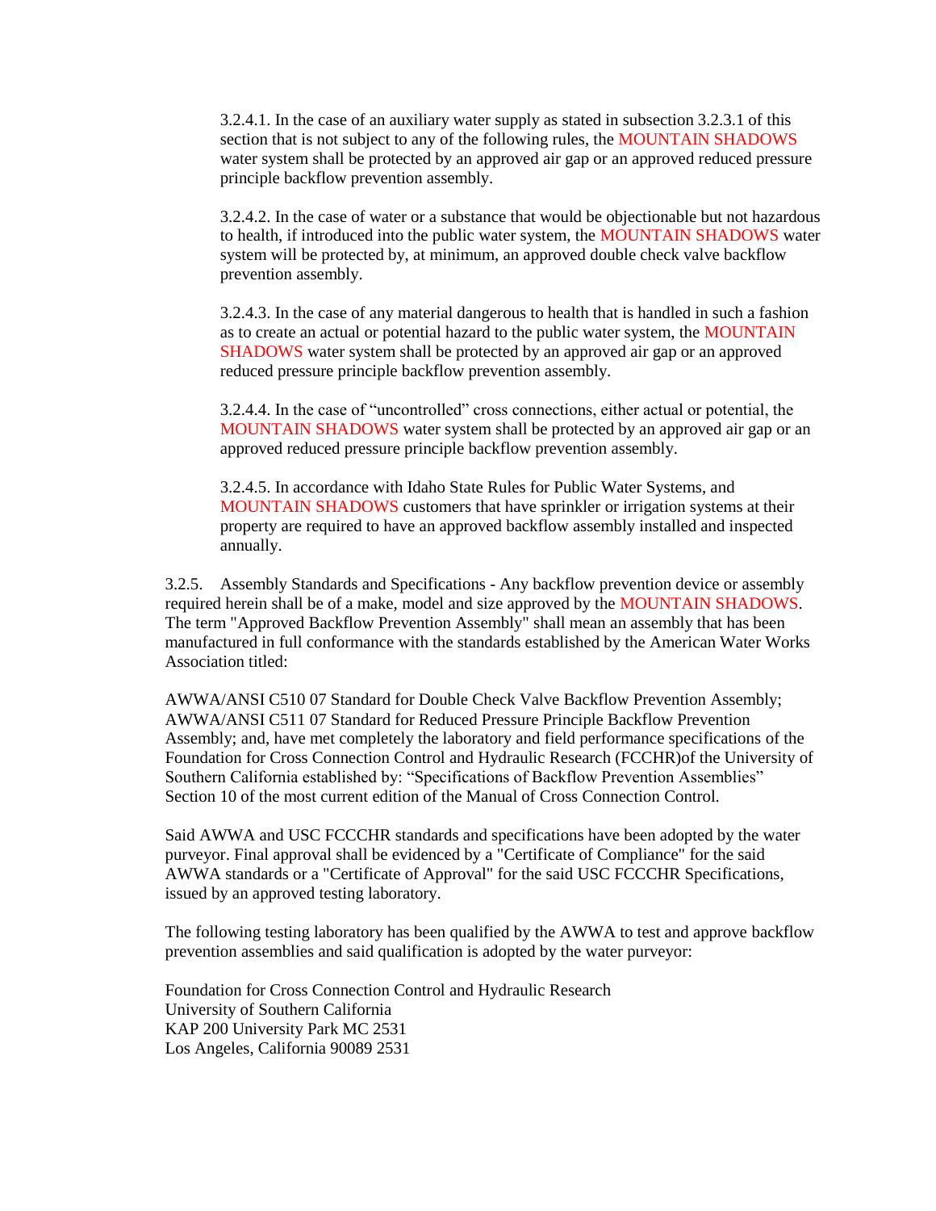3.2.4.1. In the case of an auxiliary water supply as stated in subsection 3.2.3.1 of this section that is not subject to any of the following rules, the MOUNTAIN SHADOWS water system shall be protected by an approved air gap or an approved reduced pressure principle backflow prevention assembly.

3.2.4.2. In the case of water or a substance that would be objectionable but not hazardous to health, if introduced into the public water system, the MOUNTAIN SHADOWS water system will be protected by, at minimum, an approved double check valve backflow prevention assembly.

3.2.4.3. In the case of any material dangerous to health that is handled in such a fashion as to create an actual or potential hazard to the public water system, the MOUNTAIN SHADOWS water system shall be protected by an approved air gap or an approved reduced pressure principle backflow prevention assembly.

3.2.4.4. In the case of "uncontrolled" cross connections, either actual or potential, the MOUNTAIN SHADOWS water system shall be protected by an approved air gap or an approved reduced pressure principle backflow prevention assembly.

3.2.4.5. In accordance with Idaho State Rules for Public Water Systems, and MOUNTAIN SHADOWS customers that have sprinkler or irrigation systems at their property are required to have an approved backflow assembly installed and inspected annually.

3.2.5. Assembly Standards and Specifications - Any backflow prevention device or assembly required herein shall be of a make, model and size approved by the MOUNTAIN SHADOWS. The term "Approved Backflow Prevention Assembly" shall mean an assembly that has been manufactured in full conformance with the standards established by the American Water Works Association titled:

AWWA/ANSI C510 07 Standard for Double Check Valve Backflow Prevention Assembly; AWWA/ANSI C511 07 Standard for Reduced Pressure Principle Backflow Prevention Assembly; and, have met completely the laboratory and field performance specifications of the Foundation for Cross Connection Control and Hydraulic Research (FCCHR)of the University of Southern California established by: "Specifications of Backflow Prevention Assemblies" Section 10 of the most current edition of the Manual of Cross Connection Control.

Said AWWA and USC FCCCHR standards and specifications have been adopted by the water purveyor. Final approval shall be evidenced by a "Certificate of Compliance" for the said AWWA standards or a "Certificate of Approval" for the said USC FCCCHR Specifications, issued by an approved testing laboratory.

The following testing laboratory has been qualified by the AWWA to test and approve backflow prevention assemblies and said qualification is adopted by the water purveyor:

Foundation for Cross Connection Control and Hydraulic Research
University of Southern California
KAP 200 University Park MC 2531
Los Angeles, California 90089 2531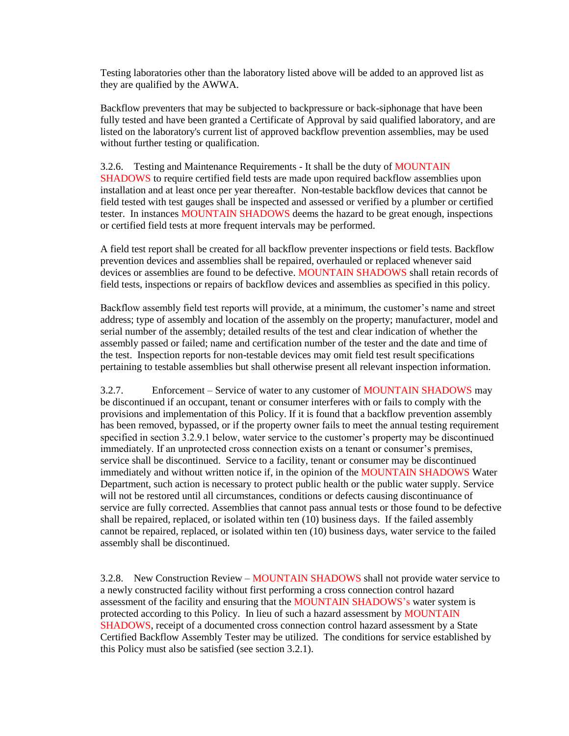Testing laboratories other than the laboratory listed above will be added to an approved list as they are qualified by the AWWA.

Backflow preventers that may be subjected to backpressure or back-siphonage that have been fully tested and have been granted a Certificate of Approval by said qualified laboratory, and are listed on the laboratory's current list of approved backflow prevention assemblies, may be used without further testing or qualification.

3.2.6. Testing and Maintenance Requirements - It shall be the duty of MOUNTAIN SHADOWS to require certified field tests are made upon required backflow assemblies upon installation and at least once per year thereafter. Non-testable backflow devices that cannot be field tested with test gauges shall be inspected and assessed or verified by a plumber or certified tester. In instances MOUNTAIN SHADOWS deems the hazard to be great enough, inspections or certified field tests at more frequent intervals may be performed.

A field test report shall be created for all backflow preventer inspections or field tests. Backflow prevention devices and assemblies shall be repaired, overhauled or replaced whenever said devices or assemblies are found to be defective. MOUNTAIN SHADOWS shall retain records of field tests, inspections or repairs of backflow devices and assemblies as specified in this policy.

Backflow assembly field test reports will provide, at a minimum, the customer's name and street address; type of assembly and location of the assembly on the property; manufacturer, model and serial number of the assembly; detailed results of the test and clear indication of whether the assembly passed or failed; name and certification number of the tester and the date and time of the test. Inspection reports for non-testable devices may omit field test result specifications pertaining to testable assemblies but shall otherwise present all relevant inspection information.

3.2.7. Enforcement – Service of water to any customer of MOUNTAIN SHADOWS may be discontinued if an occupant, tenant or consumer interferes with or fails to comply with the provisions and implementation of this Policy. If it is found that a backflow prevention assembly has been removed, bypassed, or if the property owner fails to meet the annual testing requirement specified in section 3.2.9.1 below, water service to the customer's property may be discontinued immediately. If an unprotected cross connection exists on a tenant or consumer's premises, service shall be discontinued. Service to a facility, tenant or consumer may be discontinued immediately and without written notice if, in the opinion of the MOUNTAIN SHADOWS Water Department, such action is necessary to protect public health or the public water supply. Service will not be restored until all circumstances, conditions or defects causing discontinuance of service are fully corrected. Assemblies that cannot pass annual tests or those found to be defective shall be repaired, replaced, or isolated within ten (10) business days. If the failed assembly cannot be repaired, replaced, or isolated within ten (10) business days, water service to the failed assembly shall be discontinued.

3.2.8. New Construction Review – MOUNTAIN SHADOWS shall not provide water service to a newly constructed facility without first performing a cross connection control hazard assessment of the facility and ensuring that the MOUNTAIN SHADOWS's water system is protected according to this Policy. In lieu of such a hazard assessment by MOUNTAIN SHADOWS, receipt of a documented cross connection control hazard assessment by a State Certified Backflow Assembly Tester may be utilized. The conditions for service established by this Policy must also be satisfied (see section 3.2.1).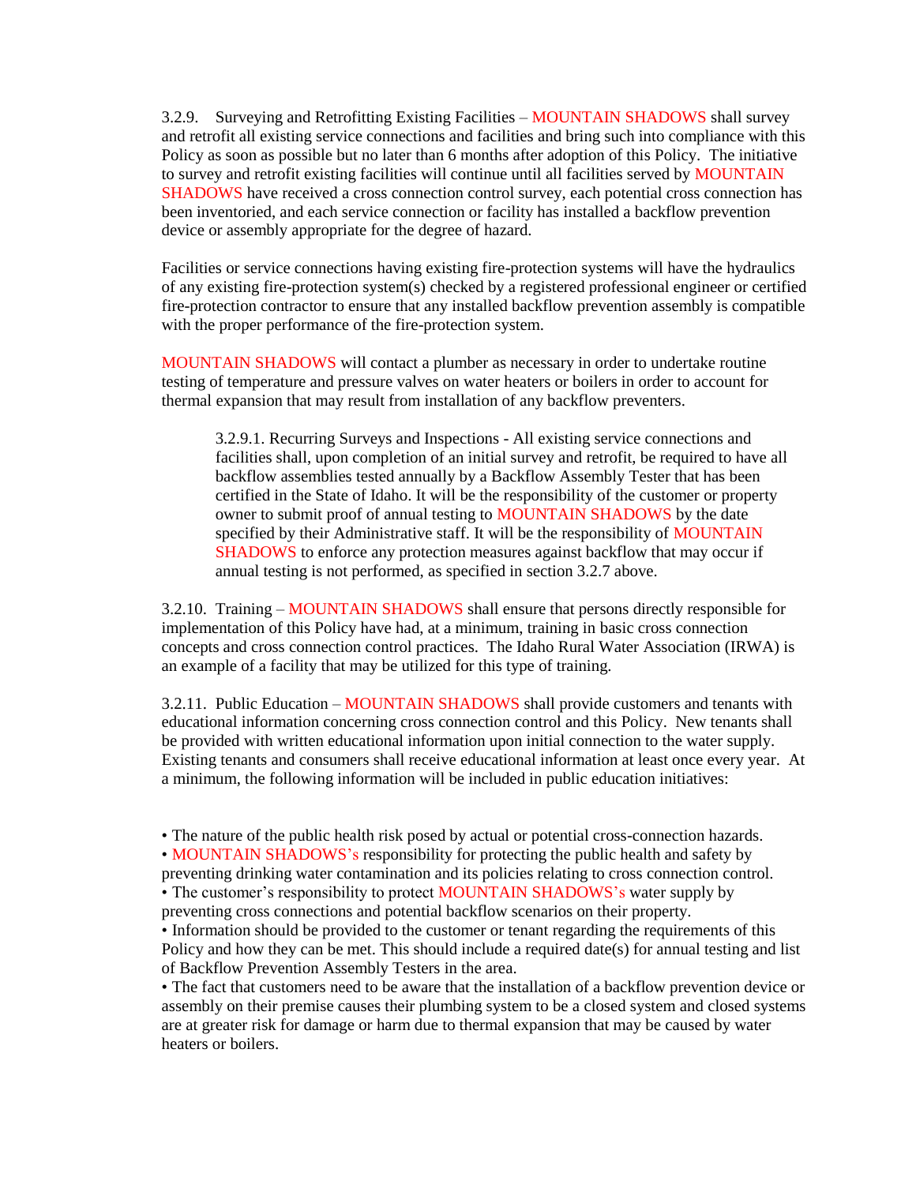3.2.9. Surveying and Retrofitting Existing Facilities – MOUNTAIN SHADOWS shall survey and retrofit all existing service connections and facilities and bring such into compliance with this Policy as soon as possible but no later than 6 months after adoption of this Policy. The initiative to survey and retrofit existing facilities will continue until all facilities served by MOUNTAIN SHADOWS have received a cross connection control survey, each potential cross connection has been inventoried, and each service connection or facility has installed a backflow prevention device or assembly appropriate for the degree of hazard.

Facilities or service connections having existing fire-protection systems will have the hydraulics of any existing fire-protection system(s) checked by a registered professional engineer or certified fire-protection contractor to ensure that any installed backflow prevention assembly is compatible with the proper performance of the fire-protection system.

MOUNTAIN SHADOWS will contact a plumber as necessary in order to undertake routine testing of temperature and pressure valves on water heaters or boilers in order to account for thermal expansion that may result from installation of any backflow preventers.

> 3.2.9.1. Recurring Surveys and Inspections - All existing service connections and facilities shall, upon completion of an initial survey and retrofit, be required to have all backflow assemblies tested annually by a Backflow Assembly Tester that has been certified in the State of Idaho. It will be the responsibility of the customer or property owner to submit proof of annual testing to MOUNTAIN SHADOWS by the date specified by their Administrative staff. It will be the responsibility of MOUNTAIN SHADOWS to enforce any protection measures against backflow that may occur if annual testing is not performed, as specified in section 3.2.7 above.

3.2.10. Training – MOUNTAIN SHADOWS shall ensure that persons directly responsible for implementation of this Policy have had, at a minimum, training in basic cross connection concepts and cross connection control practices. The Idaho Rural Water Association (IRWA) is an example of a facility that may be utilized for this type of training.

3.2.11. Public Education – MOUNTAIN SHADOWS shall provide customers and tenants with educational information concerning cross connection control and this Policy. New tenants shall be provided with written educational information upon initial connection to the water supply. Existing tenants and consumers shall receive educational information at least once every year. At a minimum, the following information will be included in public education initiatives:

- The nature of the public health risk posed by actual or potential cross-connection hazards.
- MOUNTAIN SHADOWS's responsibility for protecting the public health and safety by preventing drinking water contamination and its policies relating to cross connection control.
- The customer's responsibility to protect MOUNTAIN SHADOWS's water supply by preventing cross connections and potential backflow scenarios on their property.
- Information should be provided to the customer or tenant regarding the requirements of this Policy and how they can be met. This should include a required date(s) for annual testing and list of Backflow Prevention Assembly Testers in the area.
- The fact that customers need to be aware that the installation of a backflow prevention device or assembly on their premise causes their plumbing system to be a closed system and closed systems are at greater risk for damage or harm due to thermal expansion that may be caused by water heaters or boilers.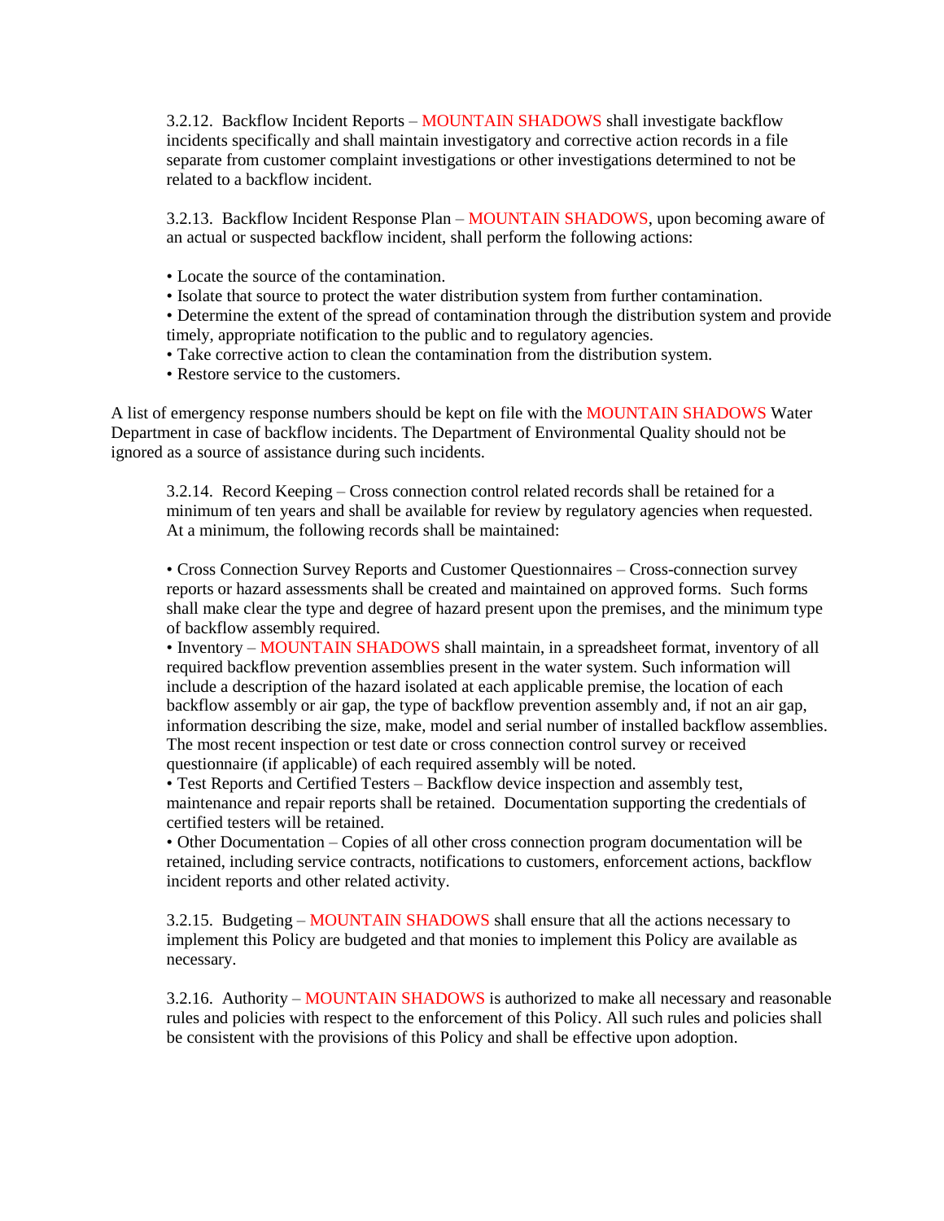3.2.12. Backflow Incident Reports – MOUNTAIN SHADOWS shall investigate backflow incidents specifically and shall maintain investigatory and corrective action records in a file separate from customer complaint investigations or other investigations determined to not be related to a backflow incident.

3.2.13. Backflow Incident Response Plan – MOUNTAIN SHADOWS, upon becoming aware of an actual or suspected backflow incident, shall perform the following actions:

- Locate the source of the contamination.
- Isolate that source to protect the water distribution system from further contamination.
- Determine the extent of the spread of contamination through the distribution system and provide timely, appropriate notification to the public and to regulatory agencies.
- Take corrective action to clean the contamination from the distribution system.
- Restore service to the customers.

A list of emergency response numbers should be kept on file with the MOUNTAIN SHADOWS Water Department in case of backflow incidents. The Department of Environmental Quality should not be ignored as a source of assistance during such incidents.

3.2.14. Record Keeping – Cross connection control related records shall be retained for a minimum of ten years and shall be available for review by regulatory agencies when requested. At a minimum, the following records shall be maintained:

- Cross Connection Survey Reports and Customer Questionnaires – Cross-connection survey reports or hazard assessments shall be created and maintained on approved forms. Such forms shall make clear the type and degree of hazard present upon the premises, and the minimum type of backflow assembly required.
- Inventory – MOUNTAIN SHADOWS shall maintain, in a spreadsheet format, inventory of all required backflow prevention assemblies present in the water system. Such information will include a description of the hazard isolated at each applicable premise, the location of each backflow assembly or air gap, the type of backflow prevention assembly and, if not an air gap, information describing the size, make, model and serial number of installed backflow assemblies. The most recent inspection or test date or cross connection control survey or received questionnaire (if applicable) of each required assembly will be noted.
- Test Reports and Certified Testers – Backflow device inspection and assembly test, maintenance and repair reports shall be retained. Documentation supporting the credentials of certified testers will be retained.
- Other Documentation – Copies of all other cross connection program documentation will be retained, including service contracts, notifications to customers, enforcement actions, backflow incident reports and other related activity.

3.2.15. Budgeting – MOUNTAIN SHADOWS shall ensure that all the actions necessary to implement this Policy are budgeted and that monies to implement this Policy are available as necessary.

3.2.16. Authority – MOUNTAIN SHADOWS is authorized to make all necessary and reasonable rules and policies with respect to the enforcement of this Policy. All such rules and policies shall be consistent with the provisions of this Policy and shall be effective upon adoption.